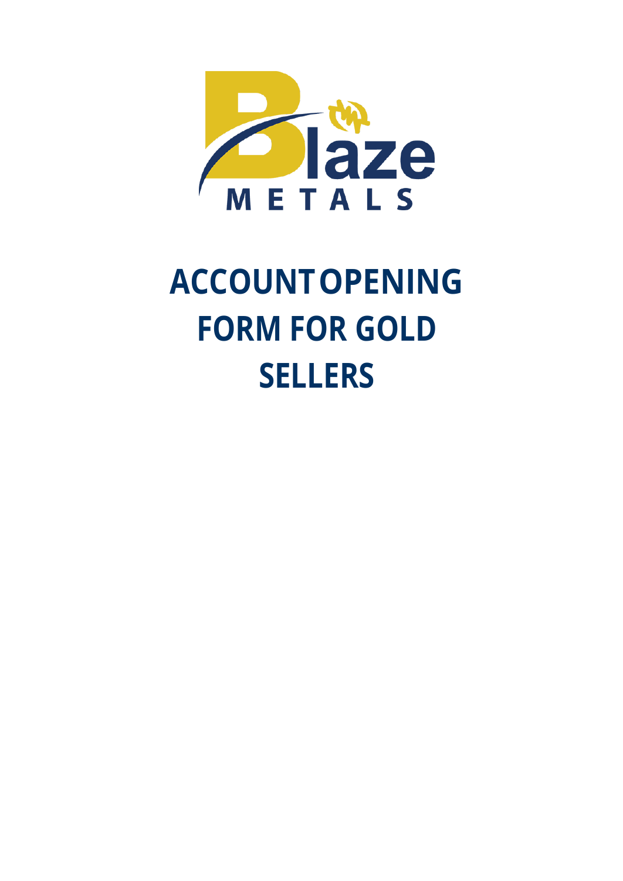# ACCOUNT OPENING FORM FOR GOLD SELLERS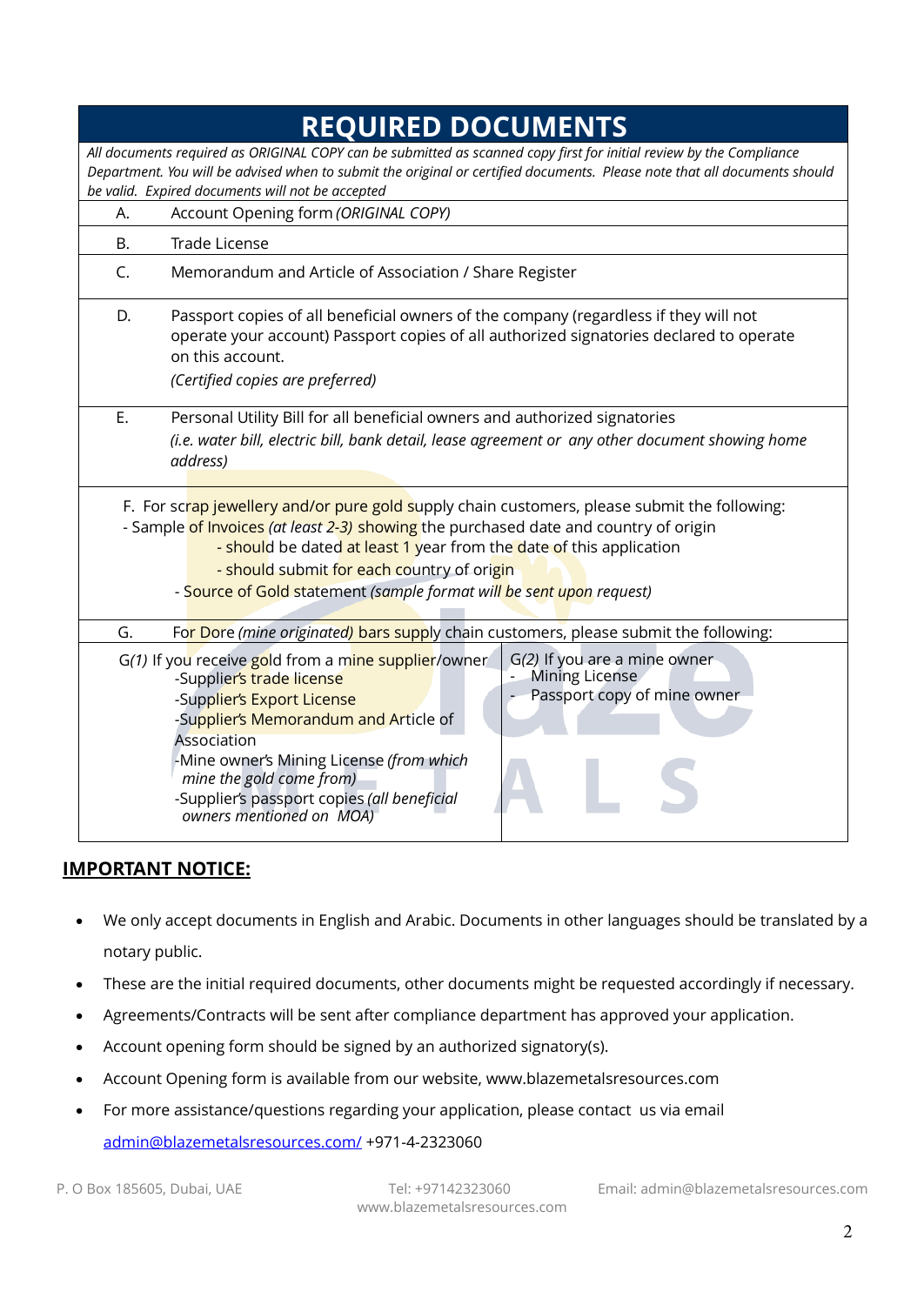# REQUIRED DOCUMENTS

*All documents required as ORIGINAL COPY can be submitted as scanned copy first for initial review by the Compliance Department. You will be advised when to submit the original or certified documents. Please note that all documents should be valid. Expired documents will not be accepted*

| | |
|---|---|
| A. | Account Opening form *(ORIGINAL COPY)* |
| B. | Trade License |
| C. | Memorandum and Article of Association / Share Register |
| D. | Passport copies of all beneficial owners of the company (regardless if they will not operate your account) Passport copies of all authorized signatories declared to operate on this account. *(Certified copies are preferred)* |
| E. | Personal Utility Bill for all beneficial owners and authorized signatories *(i.e. water bill, electric bill, bank detail, lease agreement or any other document showing home address)* |

F. For scrap jewellery and/or pure gold supply chain customers, please submit the following:

- Sample of Invoices *(at least 2-3)* showing the purchased date and country of origin
  - should be dated at least 1 year from the date of this application
  - should submit for each country of origin
- Source of Gold statement *(sample format will be sent upon request)*

G. For Dore *(mine originated)* bars supply chain customers, please submit the following:

| G*(1)* If you receive gold from a mine supplier/owner | G*(2)* If you are a mine owner |
|---|---|
| -Supplier's trade license<br>-Supplier's Export License<br>-Supplier's Memorandum and Article of Association<br>-Mine owner's Mining License *(from which mine the gold come from)*<br>-Supplier's passport copies *(all beneficial owners mentioned on MOA)* | - Mining License<br>- Passport copy of mine owner |

## IMPORTANT NOTICE:

- We only accept documents in English and Arabic. Documents in other languages should be translated by a notary public.
- These are the initial required documents, other documents might be requested accordingly if necessary.
- Agreements/Contracts will be sent after compliance department has approved your application.
- Account opening form should be signed by an authorized signatory(s).
- Account Opening form is available from our website, www.blazemetalsresources.com
- For more assistance/questions regarding your application, please contact us via email admin@blazemetalsresources.com/ +971-4-2323060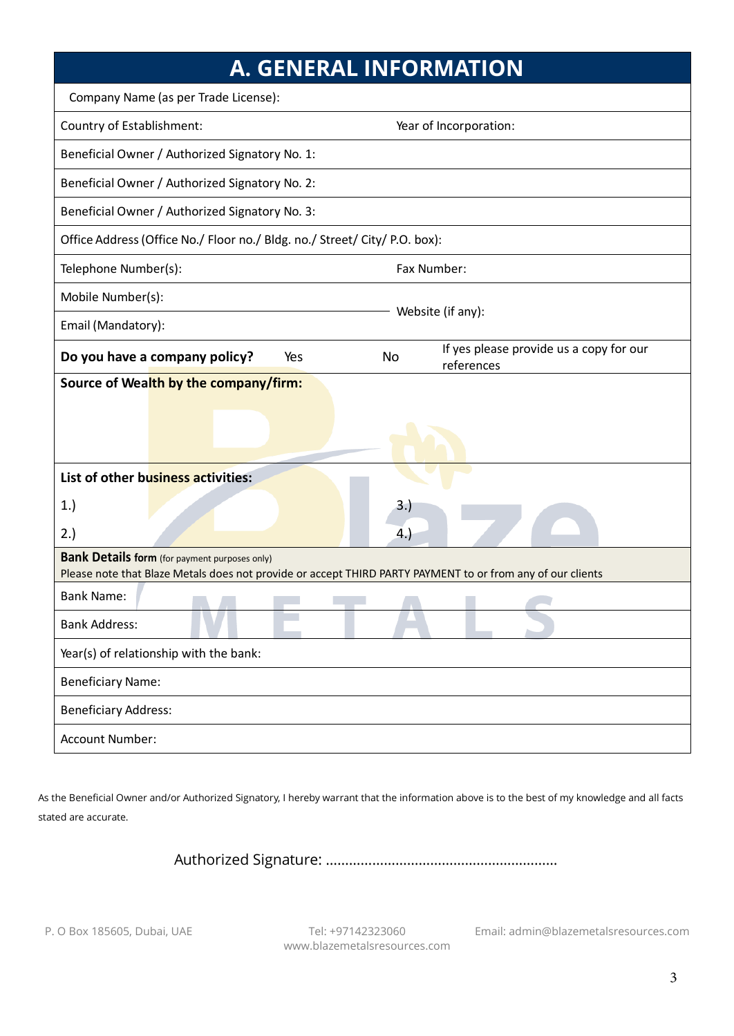## A. GENERAL INFORMATION

| Company Name (as per Trade License): | | |
|---|---|---|
| Country of Establishment: | Year of Incorporation: | |
| Beneficial Owner / Authorized Signatory No. 1: | | |
| Beneficial Owner / Authorized Signatory No. 2: | | |
| Beneficial Owner / Authorized Signatory No. 3: | | |
| Office Address (Office No./ Floor no./ Bldg. no./ Street/ City/ P.O. box): | | |
| Telephone Number(s): | Fax Number: | |
| Mobile Number(s): | Website (if any): | |
| Email (Mandatory): | | |
| **Do you have a company policy?** Yes | No | If yes please provide us a copy for our references |
| **Source of Wealth by the company/firm:** | | |
| **List of other business activities:** | | |
| 1.) | 3.) | |
| 2.) | 4.) | |

**Bank Details form** (for payment purposes only)
Please note that Blaze Metals does not provide or accept THIRD PARTY PAYMENT to or from any of our clients

| Bank Name: |
|---|
| Bank Address: |
| Year(s) of relationship with the bank: |
| Beneficiary Name: |
| Beneficiary Address: |
| Account Number: |

As the Beneficial Owner and/or Authorized Signatory, I hereby warrant that the information above is to the best of my knowledge and all facts stated are accurate.

Authorized Signature: ...........................................................

P. O Box 185605, Dubai, UAE Tel: +97142323060 www.blazemetalsresources.com Email: admin@blazemetalsresources.com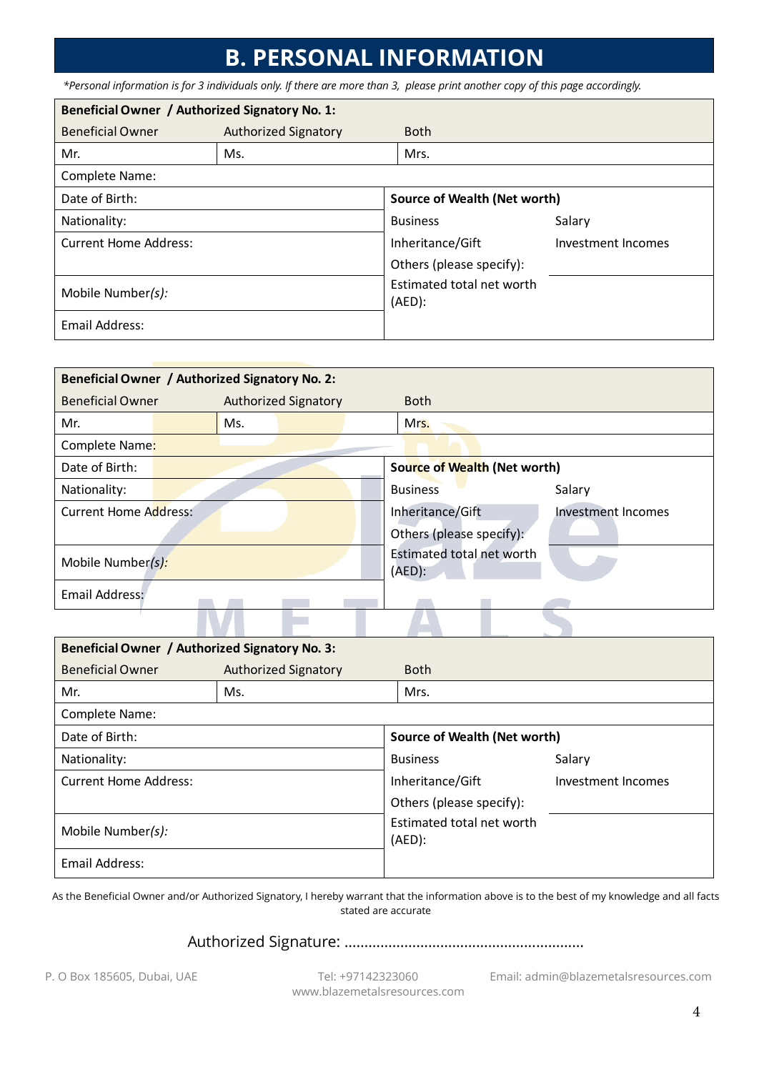# B. PERSONAL INFORMATION

*\*Personal information is for 3 individuals only. If there are more than 3, please print another copy of this page accordingly.*

| **Beneficial Owner / Authorized Signatory No. 1:** | | | |
|---|---|---|---|
| Beneficial Owner | Authorized Signatory | Both | |
| Mr. | Ms. | Mrs. | |
| Complete Name: | | | |
| Date of Birth: | | **Source of Wealth (Net worth)** | |
| Nationality: | | Business | Salary |
| Current Home Address: | | Inheritance/Gift | Investment Incomes |
| | | Others (please specify): | |
| Mobile Number*(s):* | | Estimated total net worth (AED): | |
| Email Address: | | | |

| **Beneficial Owner / Authorized Signatory No. 2:** | | | |
|---|---|---|---|
| Beneficial Owner | Authorized Signatory | Both | |
| Mr. | Ms. | Mrs. | |
| Complete Name: | | | |
| Date of Birth: | | **Source of Wealth (Net worth)** | |
| Nationality: | | Business | Salary |
| Current Home Address: | | Inheritance/Gift | Investment Incomes |
| | | Others (please specify): | |
| Mobile Number*(s):* | | Estimated total net worth (AED): | |
| Email Address: | | | |

| **Beneficial Owner / Authorized Signatory No. 3:** | | | |
|---|---|---|---|
| Beneficial Owner | Authorized Signatory | Both | |
| Mr. | Ms. | Mrs. | |
| Complete Name: | | | |
| Date of Birth: | | **Source of Wealth (Net worth)** | |
| Nationality: | | Business | Salary |
| Current Home Address: | | Inheritance/Gift | Investment Incomes |
| | | Others (please specify): | |
| Mobile Number*(s):* | | Estimated total net worth (AED): | |
| Email Address: | | | |

As the Beneficial Owner and/or Authorized Signatory, I hereby warrant that the information above is to the best of my knowledge and all facts stated are accurate

Authorized Signature: ............................................................

P. O Box 185605, Dubai, UAE Tel: +97142323060 www.blazemetalsresources.com Email: admin@blazemetalsresources.com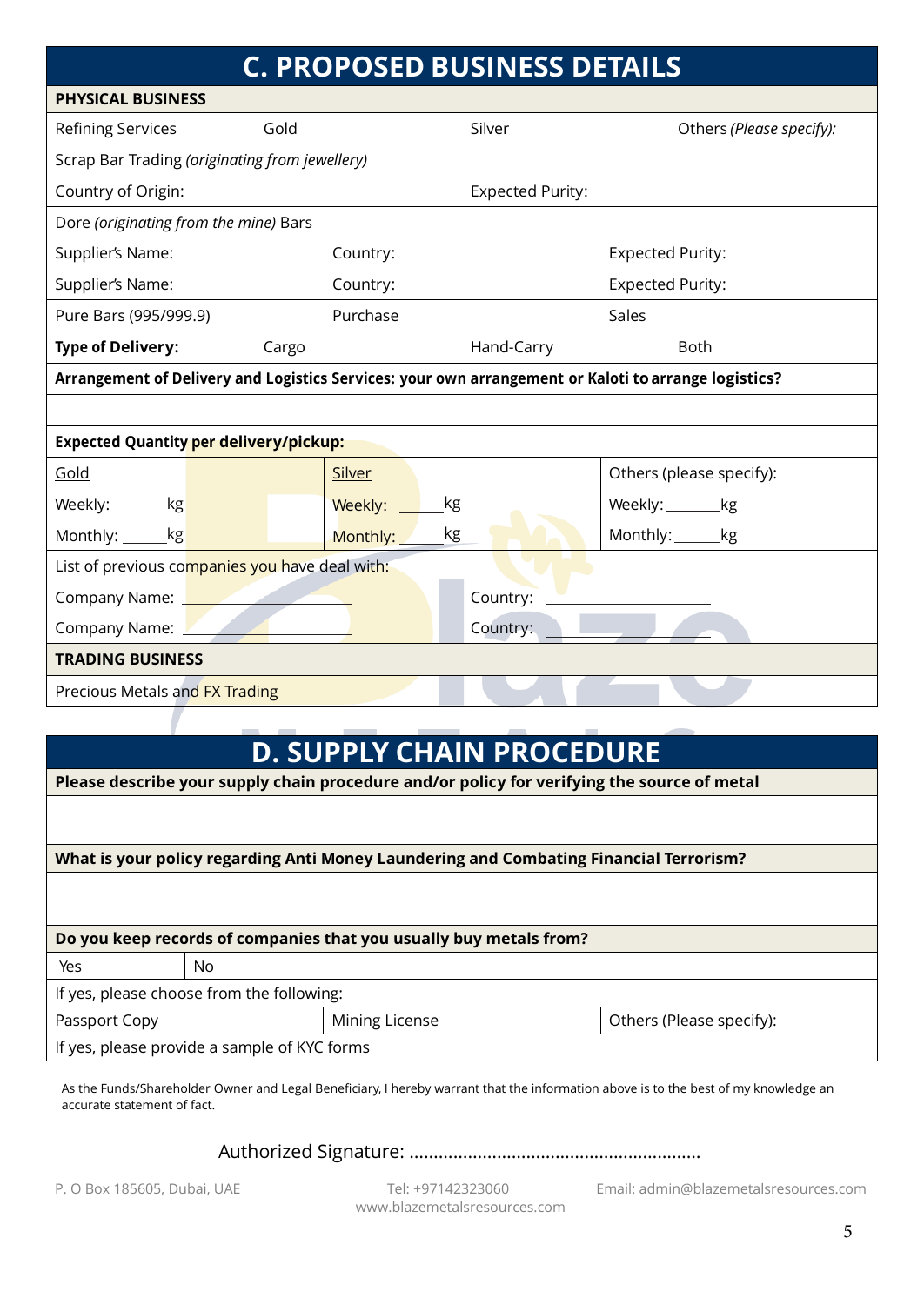## C. PROPOSED BUSINESS DETAILS

| **PHYSICAL BUSINESS** | | | |
|---|---|---|---|
| Refining Services | Gold | Silver | Others *(Please specify):* |
| Scrap Bar Trading *(originating from jewellery)* | | | |
| Country of Origin: | | Expected Purity: | |
| Dore *(originating from the mine)* Bars | | | |
| Supplier's Name: | Country: | Expected Purity: | |
| Supplier's Name: | Country: | Expected Purity: | |
| Pure Bars (995/999.9) | Purchase | Sales | |
| **Type of Delivery:** | Cargo | Hand-Carry | Both |
| **Arrangement of Delivery and Logistics Services: your own arrangement or Kaloti to arrange logistics?** | | | |
| | | | |

| **Expected Quantity per delivery/pickup:** | | |
|---|---|---|
| Gold | Silver | Others (please specify): |
| Weekly: ______kg | Weekly: ______kg | Weekly: ______kg |
| Monthly: ______kg | Monthly: ______kg | Monthly: ______kg |
| List of previous companies you have deal with: | | |
| Company Name: ____________ | Country: ____________ | |
| Company Name: ____________ | Country: ____________ | |

| **TRADING BUSINESS** |
|---|
| Precious Metals and FX Trading |

## D. SUPPLY CHAIN PROCEDURE

| **Please describe your supply chain procedure and/or policy for verifying the source of metal** | | |
|---|---|---|
| | | |
| **What is your policy regarding Anti Money Laundering and Combating Financial Terrorism?** | | |
| | | |
| **Do you keep records of companies that you usually buy metals from?** | | |
| Yes | No | |
| If yes, please choose from the following: | | |
| Passport Copy | Mining License | Others (Please specify): |
| If yes, please provide a sample of KYC forms | | |

As the Funds/Shareholder Owner and Legal Beneficiary, I hereby warrant that the information above is to the best of my knowledge an accurate statement of fact.

Authorized Signature: ..........................................................

P. O Box 185605, Dubai, UAE Tel: +97142323060 www.blazemetalsresources.com Email: admin@blazemetalsresources.com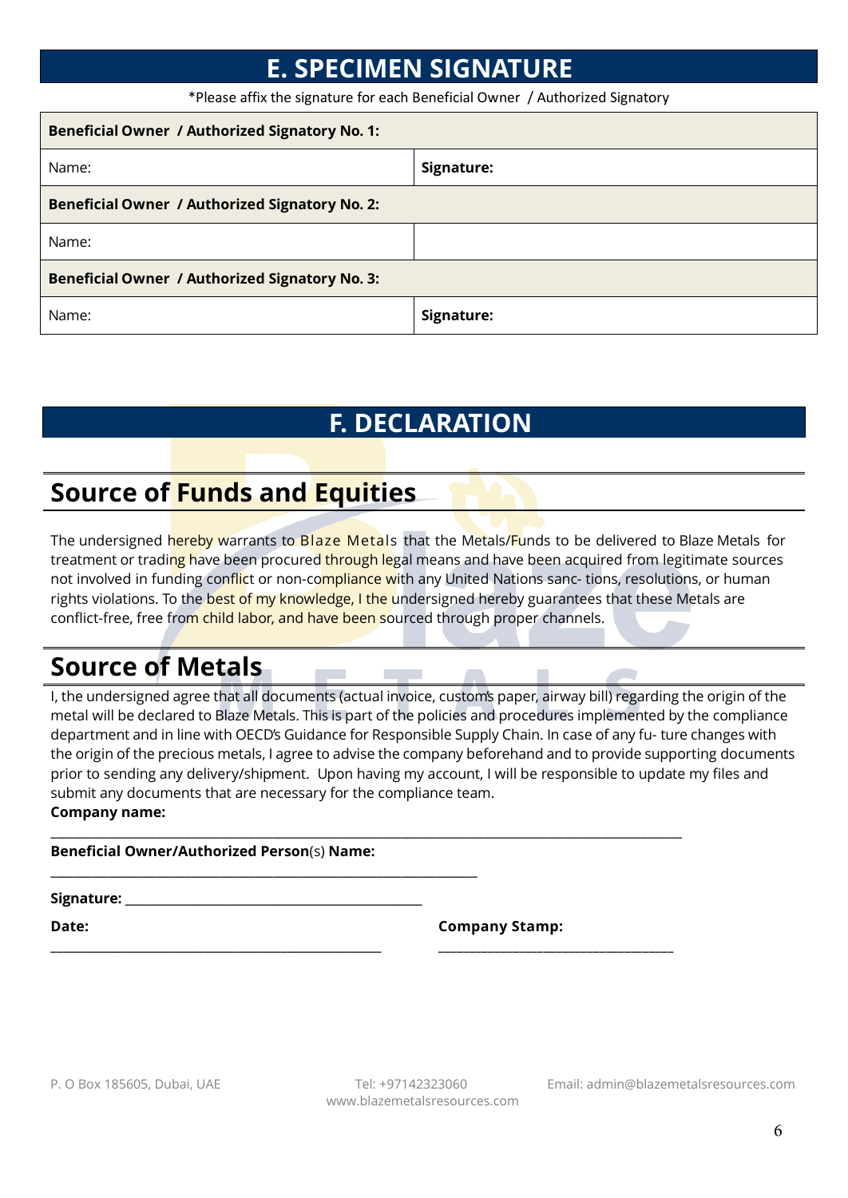# E. SPECIMEN SIGNATURE

*Please affix the signature for each Beneficial Owner / Authorized Signatory

| | |
|---|---|
| **Beneficial Owner / Authorized Signatory No. 1:** | |
| Name: | **Signature:** |
| **Beneficial Owner / Authorized Signatory No. 2:** | |
| Name: | |
| **Beneficial Owner / Authorized Signatory No. 3:** | |
| Name: | **Signature:** |

# F. DECLARATION

## Source of Funds and Equities

The undersigned hereby warrants to Blaze Metals that the Metals/Funds to be delivered to Blaze Metals for treatment or trading have been procured through legal means and have been acquired from legitimate sources not involved in funding conflict or non-compliance with any United Nations sanc- tions, resolutions, or human rights violations. To the best of my knowledge, I the undersigned hereby guarantees that these Metals are conflict-free, free from child labor, and have been sourced through proper channels.

## Source of Metals

I, the undersigned agree that all documents (actual invoice, custom's paper, airway bill) regarding the origin of the metal will be declared to Blaze Metals. This is part of the policies and procedures implemented by the compliance department and in line with OECD's Guidance for Responsible Supply Chain. In case of any fu- ture changes with the origin of the precious metals, I agree to advise the company beforehand and to provide supporting documents prior to sending any delivery/shipment. Upon having my account, I will be responsible to update my files and submit any documents that are necessary for the compliance team.

**Company name:**

_______________________________________________

**Beneficial Owner/Authorized Person**(s) **Name:**

_______________________________________________

**Signature:** _______________________________

**Date:** _______________________________

**Company Stamp:** _______________________________

P. O Box 185605, Dubai, UAE    Tel: +97142323060    Email: admin@blazemetalsresources.com
www.blazemetalsresources.com